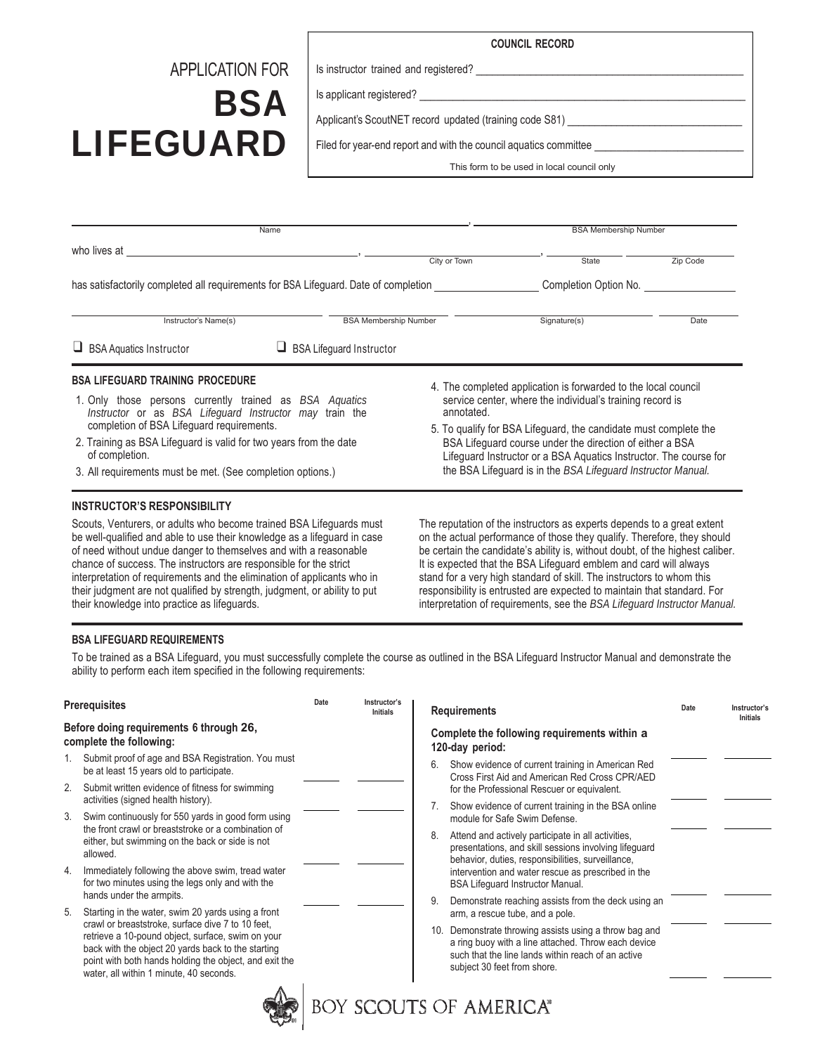# APPLICATION FOR BSA LIFEGUARD

**COUNCIL RECORD**

Is instructor trained and registered? ______________________

Is applicant registered? ______________________

Applicant's ScoutNET record updated (training code S81) ______________________

Filed for year-end report and with the council aquatics committee ______________________

This form to be used in local council only

______________________ Name, ______________________ BSA Membership Number

who lives at ______________________, ______________________ City or Town, ____________ State ____________ Zip Code

has satisfactorily completed all requirements for BSA Lifeguard. Date of completion ____________ Completion Option No. ____________

______________________ Instructor's Name(s) ____________ BSA Membership Number ____________ Signature(s) ____________ Date

❑ BSA Aquatics Instructor ❑ BSA Lifeguard Instructor

### BSA LIFEGUARD TRAINING PROCEDURE

1. Only those persons currently trained as *BSA Aquatics Instructor* or as *BSA Lifeguard Instructor may* train the completion of BSA Lifeguard requirements.
2. Training as BSA Lifeguard is valid for two years from the date of completion.
3. All requirements must be met. (See completion options.)
4. The completed application is forwarded to the local council service center, where the individual's training record is annotated.
5. To qualify for BSA Lifeguard, the candidate must complete the BSA Lifeguard course under the direction of either a BSA Lifeguard Instructor or a BSA Aquatics Instructor. The course for the BSA Lifeguard is in the *BSA Lifeguard Instructor Manual.*

### INSTRUCTOR'S RESPONSIBILITY

Scouts, Venturers, or adults who become trained BSA Lifeguards must be well-qualified and able to use their knowledge as a lifeguard in case of need without undue danger to themselves and with a reasonable chance of success. The instructors are responsible for the strict interpretation of requirements and the elimination of applicants who in their judgment are not qualified by strength, judgment, or ability to put their knowledge into practice as lifeguards.

The reputation of the instructors as experts depends to a great extent on the actual performance of those they qualify. Therefore, they should be certain the candidate's ability is, without doubt, of the highest caliber. It is expected that the BSA Lifeguard emblem and card will always stand for a very high standard of skill. The instructors to whom this responsibility is entrusted are expected to maintain that standard. For interpretation of requirements, see the *BSA Lifeguard Instructor Manual.*

### BSA LIFEGUARD REQUIREMENTS

To be trained as a BSA Lifeguard, you must successfully complete the course as outlined in the BSA Lifeguard Instructor Manual and demonstrate the ability to perform each item specified in the following requirements:

| Prerequisites | Date | Instructor's Initials |
|---|---|---|
| **Before doing requirements 6 through 26, complete the following:** | | |
| 1. Submit proof of age and BSA Registration. You must be at least 15 years old to participate. | | |
| 2. Submit written evidence of fitness for swimming activities (signed health history). | | |
| 3. Swim continuously for 550 yards in good form using the front crawl or breaststroke or a combination of either, but swimming on the back or side is not allowed. | | |
| 4. Immediately following the above swim, tread water for two minutes using the legs only and with the hands under the armpits. | | |
| 5. Starting in the water, swim 20 yards using a front crawl or breaststroke, surface dive 7 to 10 feet, retrieve a 10-pound object, surface, swim on your back with the object 20 yards back to the starting point with both hands holding the object, and exit the water, all within 1 minute, 40 seconds. | | |

| Requirements | Date | Instructor's Initials |
|---|---|---|
| **Complete the following requirements within a 120-day period:** | | |
| 6. Show evidence of current training in American Red Cross First Aid and American Red Cross CPR/AED for the Professional Rescuer or equivalent. | | |
| 7. Show evidence of current training in the BSA online module for Safe Swim Defense. | | |
| 8. Attend and actively participate in all activities, presentations, and skill sessions involving lifeguard behavior, duties, responsibilities, surveillance, intervention and water rescue as prescribed in the BSA Lifeguard Instructor Manual. | | |
| 9. Demonstrate reaching assists from the deck using an arm, a rescue tube, and a pole. | | |
| 10. Demonstrate throwing assists using a throw bag and a ring buoy with a line attached. Throw each device such that the line lands within reach of an active subject 30 feet from shore. | | |

BOY SCOUTS OF AMERICA®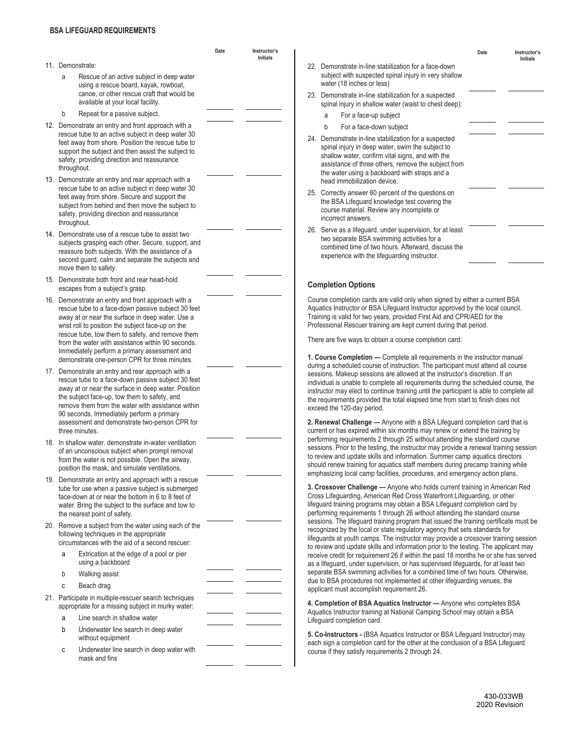## BSA LIFEGUARD REQUIREMENTS

| | Date | Instructor's Initials |
|---|---|---|
| 11. Demonstrate: | | |
| a. Rescue of an active subject in deep water using a rescue board, kayak, rowboat, canoe, or other rescue craft that would be available at your local facility. | | |
| b. Repeat for a passive subject. | | |
| 12. Demonstrate an entry and front approach with a rescue tube to an active subject in deep water 30 feet away from shore. Position the rescue tube to support the subject and then assist the subject to safety, providing direction and reassurance throughout. | | |
| 13. Demonstrate an entry and rear approach with a rescue tube to an active subject in deep water 30 feet away from shore. Secure and support the subject from behind and then move the subject to safety, providing direction and reassurance throughout. | | |
| 14. Demonstrate use of a rescue tube to assist two subjects grasping each other. Secure, support, and reassure both subjects. With the assistance of a second guard, calm and separate the subjects and move them to safety. | | |
| 15. Demonstrate both front and rear head-hold escapes from a subject's grasp. | | |
| 16. Demonstrate an entry and front approach with a rescue tube to a face-down passive subject 30 feet away at or near the surface in deep water. Use a wrist roll to position the subject face-up on the rescue tube, tow them to safety, and remove them from the water with assistance within 90 seconds. Immediately perform a primary assessment and demonstrate one-person CPR for three minutes. | | |
| 17. Demonstrate an entry and rear approach with a rescue tube to a face-down passive subject 30 feet away at or near the surface in deep water. Position the subject face-up, tow them to safety, and remove them from the water with assistance within 90 seconds. Immediately perform a primary assessment and demonstrate two-person CPR for three minutes. | | |
| 18. In shallow water. demonstrate in-water ventilation of an unconscious subject when prompt removal from the water is not possible. Open the airway, position the mask, and simulate ventilations. | | |
| 19. Demonstrate an entry and approach with a rescue tube for use when a passive subject is submerged face-down at or near the bottom in 6 to 8 feet of water. Bring the subject to the surface and tow to the nearest point of safety. | | |
| 20. Remove a subject from the water using each of the following techniques in the appropriate circumstances with the aid of a second rescuer: | | |
| a. Extrication at the edge of a pool or pier using a backboard | | |
| b. Walking assist | | |
| c. Beach drag | | |
| 21. Participate in multiple-rescuer search techniques appropriate for a missing subject in murky water: | | |
| a. Line search in shallow water | | |
| b. Underwater line search in deep water without equipment | | |
| c. Underwater line search in deep water with mask and fins | | |
| 22. Demonstrate in-line stabilization for a face-down subject with suspected spinal injury in very shallow water (18 inches or less) | | |
| 23. Demonstrate in-line stabilization for a suspected spinal injury in shallow water (waist to chest deep): | | |
| a. For a face-up subject | | |
| b. For a face-down subject | | |
| 24. Demonstrate in-line stabilization for a suspected spinal injury in deep water, swim the subject to shallow water, confirm vital signs, and with the assistance of three others, remove the subject from the water using a backboard with straps and a head immobilization device. | | |
| 25. Correctly answer 80 percent of the questions on the BSA Lifeguard knowledge test covering the course material. Review any incomplete or incorrect answers. | | |
| 26. Serve as a lifeguard, under supervision, for at least two separate BSA swimming activities for a combined time of two hours. Afterward, discuss the experience with the lifeguarding instructor. | | |

### Completion Options

Course completion cards are valid only when signed by either a current BSA Aquatics Instructor or BSA Lifeguard Instructor approved by the local council. Training is valid for two years, provided First Aid and CPR/AED for the Professional Rescuer training are kept current during that period.

There are five ways to obtain a course completion card:

**1. Course Completion —** Complete all requirements in the instructor manual during a scheduled course of instruction. The participant must attend all course sessions. Makeup sessions are allowed at the instructor's discretion. If an individual is unable to complete all requirements during the scheduled course, the instructor may elect to continue training until the participant is able to complete all the requirements provided the total elapsed time from start to finish does not exceed the 120-day period.

**2. Renewal Challenge —** Anyone with a BSA Lifeguard completion card that is current or has expired within six months may renew or extend the training by performing requirements 2 through 25 without attending the standard course sessions. Prior to the testing, the instructor may provide a renewal training session to review and update skills and information. Summer camp aquatics directors should renew training for aquatics staff members during precamp training while emphasizing local camp facilities, procedures, and emergency action plans.

**3. Crossover Challenge —** Anyone who holds current training in American Red Cross Lifeguarding, American Red Cross Waterfront Lifeguarding, or other lifeguard training programs may obtain a BSA Lifeguard completion card by performing requirements 1 through 26 without attending the standard course sessions. The lifeguard training program that issued the training certificate must be recognized by the local or state regulatory agency that sets standards for lifeguards at youth camps. The instructor may provide a crossover training session to review and update skills and information prior to the testing. The applicant may receive credit for requirement 26 if within the past 18 months he or she has served as a lifeguard, under supervision, or has supervised lifeguards, for at least two separate BSA swimming activities for a combined time of two hours. Otherwise, due to BSA procedures not implemented at other lifeguarding venues, the applicant must accomplish requirement 26.

**4. Completion of BSA Aquatics Instructor —** Anyone who completes BSA Aquatics Instructor training at National Camping School may obtain a BSA Lifeguard completion card.

**5. Co-Instructors -** (BSA Aquatics Instructor or BSA Lifeguard Instructor) may each sign a completion card for the other at the conclusion of a BSA Lifeguard course if they satisfy requirements 2 through 24.

430-033WB
2020 Revision